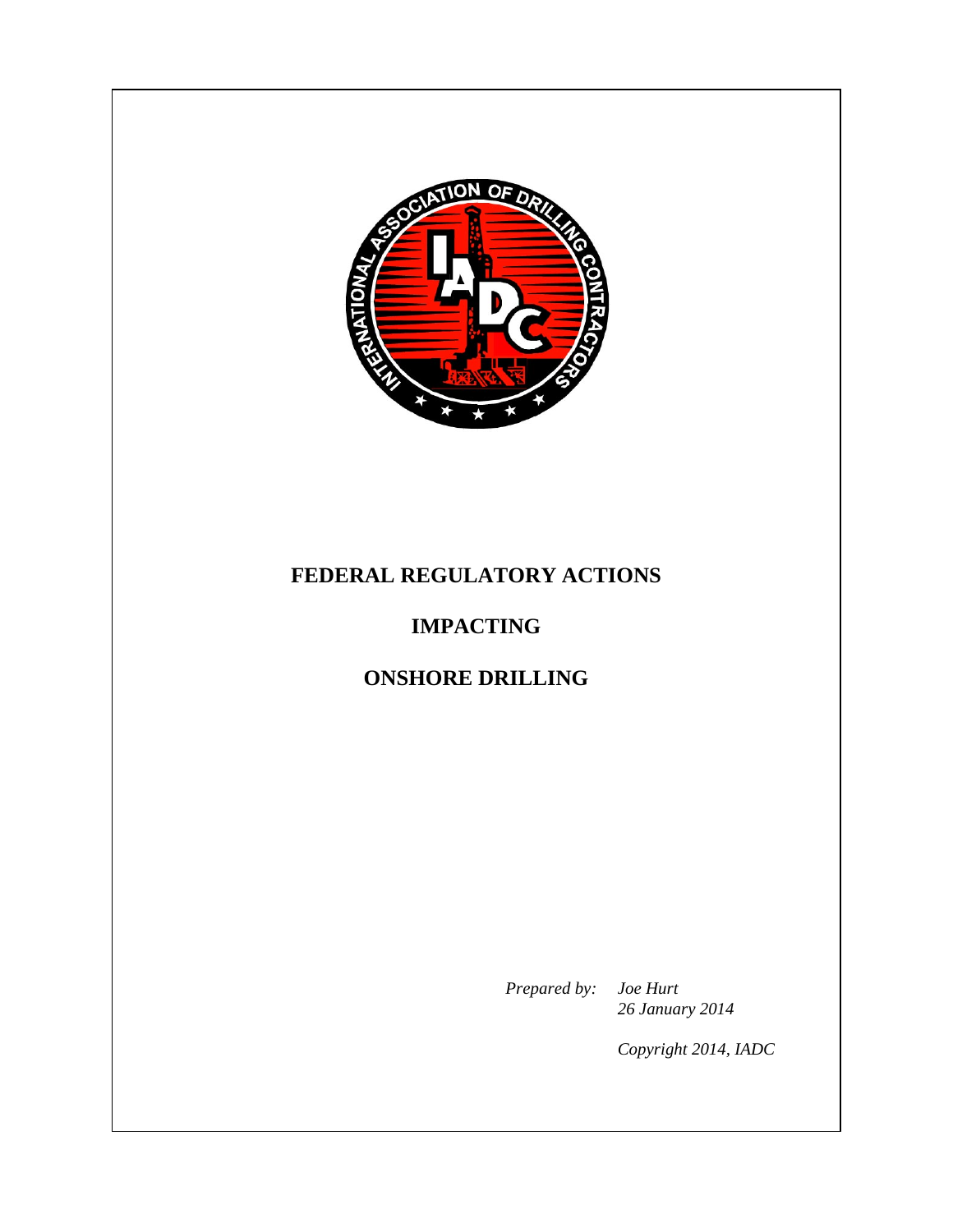# FEDERAL REGULATORY ACTIONS

# IMPACTING

# ONSHORE DRILLING

*Prepared by:* *Joe Hurt*
*26 January 2014*

*Copyright 2014, IADC*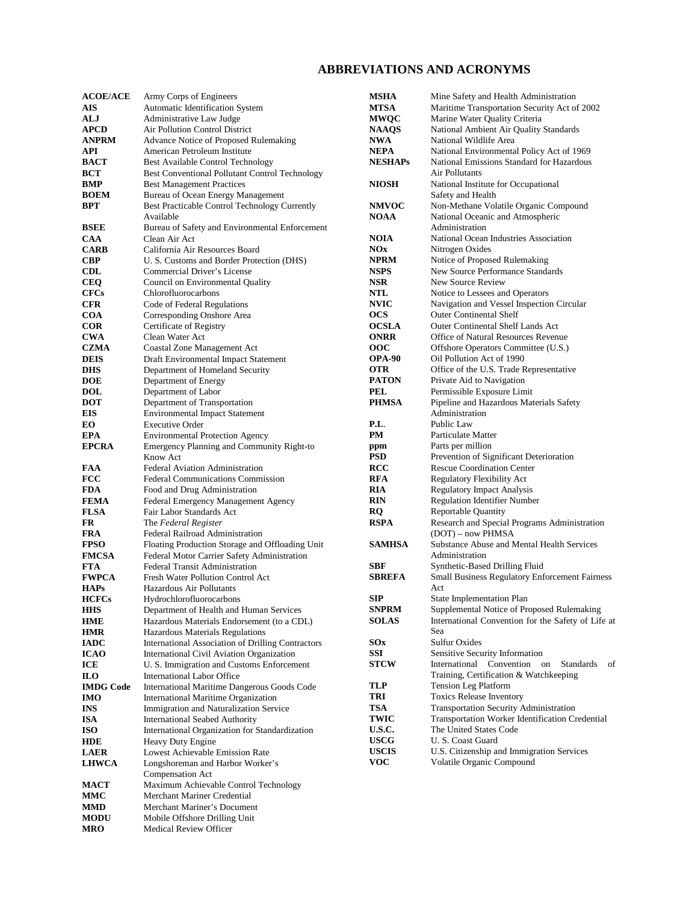# ABBREVIATIONS AND ACRONYMS

| Abbreviation | Meaning |
|---|---|
| **ACOE/ACE** | Army Corps of Engineers |
| **AIS** | Automatic Identification System |
| **ALJ** | Administrative Law Judge |
| **APCD** | Air Pollution Control District |
| **ANPRM** | Advance Notice of Proposed Rulemaking |
| **API** | American Petroleum Institute |
| **BACT** | Best Available Control Technology |
| **BCT** | Best Conventional Pollutant Control Technology |
| **BMP** | Best Management Practices |
| **BOEM** | Bureau of Ocean Energy Management |
| **BPT** | Best Practicable Control Technology Currently Available |
| **BSEE** | Bureau of Safety and Environmental Enforcement |
| **CAA** | Clean Air Act |
| **CARB** | California Air Resources Board |
| **CBP** | U. S. Customs and Border Protection (DHS) |
| **CDL** | Commercial Driver's License |
| **CEQ** | Council on Environmental Quality |
| **CFCs** | Chlorofluorocarbons |
| **CFR** | Code of Federal Regulations |
| **COA** | Corresponding Onshore Area |
| **COR** | Certificate of Registry |
| **CWA** | Clean Water Act |
| **CZMA** | Coastal Zone Management Act |
| **DEIS** | Draft Environmental Impact Statement |
| **DHS** | Department of Homeland Security |
| **DOE** | Department of Energy |
| **DOL** | Department of Labor |
| **DOT** | Department of Transportation |
| **EIS** | Environmental Impact Statement |
| **EO** | Executive Order |
| **EPA** | Environmental Protection Agency |
| **EPCRA** | Emergency Planning and Community Right-to Know Act |
| **FAA** | Federal Aviation Administration |
| **FCC** | Federal Communications Commission |
| **FDA** | Food and Drug Administration |
| **FEMA** | Federal Emergency Management Agency |
| **FLSA** | Fair Labor Standards Act |
| **FR** | The *Federal Register* |
| **FRA** | Federal Railroad Administration |
| **FPSO** | Floating Production Storage and Offloading Unit |
| **FMCSA** | Federal Motor Carrier Safety Administration |
| **FTA** | Federal Transit Administration |
| **FWPCA** | Fresh Water Pollution Control Act |
| **HAPs** | Hazardous Air Pollutants |
| **HCFCs** | Hydrochlorofluorocarbons |
| **HHS** | Department of Health and Human Services |
| **HME** | Hazardous Materials Endorsement (to a CDL) |
| **HMR** | Hazardous Materials Regulations |
| **IADC** | International Association of Drilling Contractors |
| **ICAO** | International Civil Aviation Organization |
| **ICE** | U. S. Immigration and Customs Enforcement |
| **ILO** | International Labor Office |
| **IMDG Code** | International Maritime Dangerous Goods Code |
| **IMO** | International Maritime Organization |
| **INS** | Immigration and Naturalization Service |
| **ISA** | International Seabed Authority |
| **ISO** | International Organization for Standardization |
| **HDE** | Heavy Duty Engine |
| **LAER** | Lowest Achievable Emission Rate |
| **LHWCA** | Longshoreman and Harbor Worker's Compensation Act |
| **MACT** | Maximum Achievable Control Technology |
| **MMC** | Merchant Mariner Credential |
| **MMD** | Merchant Mariner's Document |
| **MODU** | Mobile Offshore Drilling Unit |
| **MRO** | Medical Review Officer |
| **MSHA** | Mine Safety and Health Administration |
| **MTSA** | Maritime Transportation Security Act of 2002 |
| **MWQC** | Marine Water Quality Criteria |
| **NAAQS** | National Ambient Air Quality Standards |
| **NWA** | National Wildlife Area |
| **NEPA** | National Environmental Policy Act of 1969 |
| **NESHAPs** | National Emissions Standard for Hazardous Air Pollutants |
| **NIOSH** | National Institute for Occupational Safety and Health |
| **NMVOC** | Non-Methane Volatile Organic Compound |
| **NOAA** | National Oceanic and Atmospheric Administration |
| **NOIA** | National Ocean Industries Association |
| **NOx** | Nitrogen Oxides |
| **NPRM** | Notice of Proposed Rulemaking |
| **NSPS** | New Source Performance Standards |
| **NSR** | New Source Review |
| **NTL** | Notice to Lessees and Operators |
| **NVIC** | Navigation and Vessel Inspection Circular |
| **OCS** | Outer Continental Shelf |
| **OCSLA** | Outer Continental Shelf Lands Act |
| **ONRR** | Office of Natural Resources Revenue |
| **OOC** | Offshore Operators Committee (U.S.) |
| **OPA-90** | Oil Pollution Act of 1990 |
| **OTR** | Office of the U.S. Trade Representative |
| **PATON** | Private Aid to Navigation |
| **PEL** | Permissible Exposure Limit |
| **PHMSA** | Pipeline and Hazardous Materials Safety Administration |
| **P.L.** | Public Law |
| **PM** | Particulate Matter |
| **ppm** | Parts per million |
| **PSD** | Prevention of Significant Deterioration |
| **RCC** | Rescue Coordination Center |
| **RFA** | Regulatory Flexibility Act |
| **RIA** | Regulatory Impact Analysis |
| **RIN** | Regulation Identifier Number |
| **RQ** | Reportable Quantity |
| **RSPA** | Research and Special Programs Administration (DOT) – now PHMSA |
| **SAMHSA** | Substance Abuse and Mental Health Services Administration |
| **SBF** | Synthetic-Based Drilling Fluid |
| **SBREFA** | Small Business Regulatory Enforcement Fairness Act |
| **SIP** | State Implementation Plan |
| **SNPRM** | Supplemental Notice of Proposed Rulemaking |
| **SOLAS** | International Convention for the Safety of Life at Sea |
| **SOx** | Sulfur Oxides |
| **SSI** | Sensitive Security Information |
| **STCW** | International Convention on Standards of Training, Certification & Watchkeeping |
| **TLP** | Tension Leg Platform |
| **TRI** | Toxics Release Inventory |
| **TSA** | Transportation Security Administration |
| **TWIC** | Transportation Worker Identification Credential |
| **U.S.C.** | The United States Code |
| **USCG** | U. S. Coast Guard |
| **USCIS** | U.S. Citizenship and Immigration Services |
| **VOC** | Volatile Organic Compound |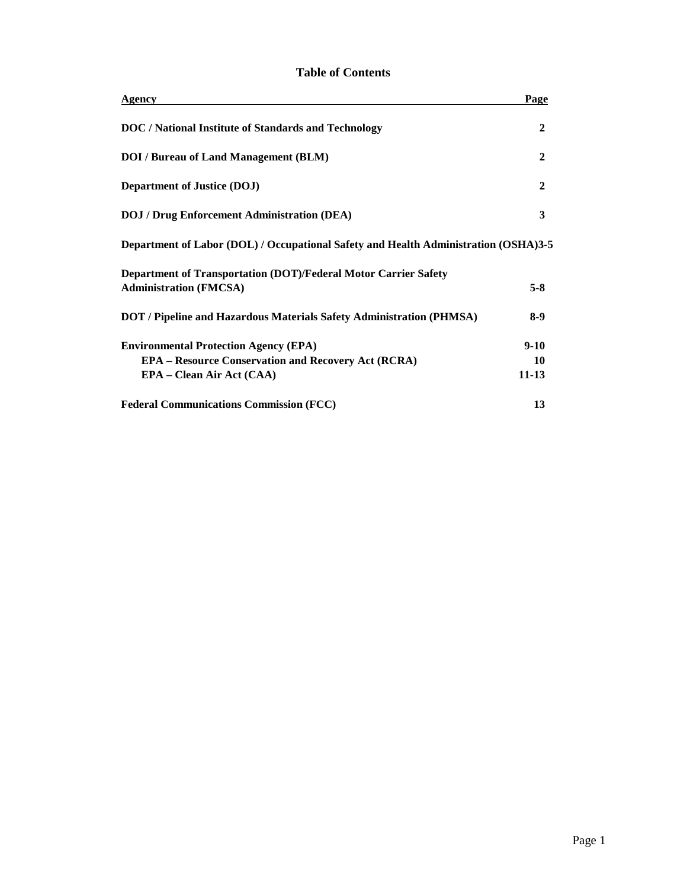# Table of Contents

| Agency | Page |
|---|---|
| **DOC / National Institute of Standards and Technology** | **2** |
| **DOI / Bureau of Land Management (BLM)** | **2** |
| **Department of Justice (DOJ)** | **2** |
| **DOJ / Drug Enforcement Administration (DEA)** | **3** |
| **Department of Labor (DOL) / Occupational Safety and Health Administration (OSHA)** | **3-5** |
| **Department of Transportation (DOT)/Federal Motor Carrier Safety Administration (FMCSA)** | **5-8** |
| **DOT / Pipeline and Hazardous Materials Safety Administration (PHMSA)** | **8-9** |
| **Environmental Protection Agency (EPA)** | **9-10** |
| **EPA – Resource Conservation and Recovery Act (RCRA)** | **10** |
| **EPA – Clean Air Act (CAA)** | **11-13** |
| **Federal Communications Commission (FCC)** | **13** |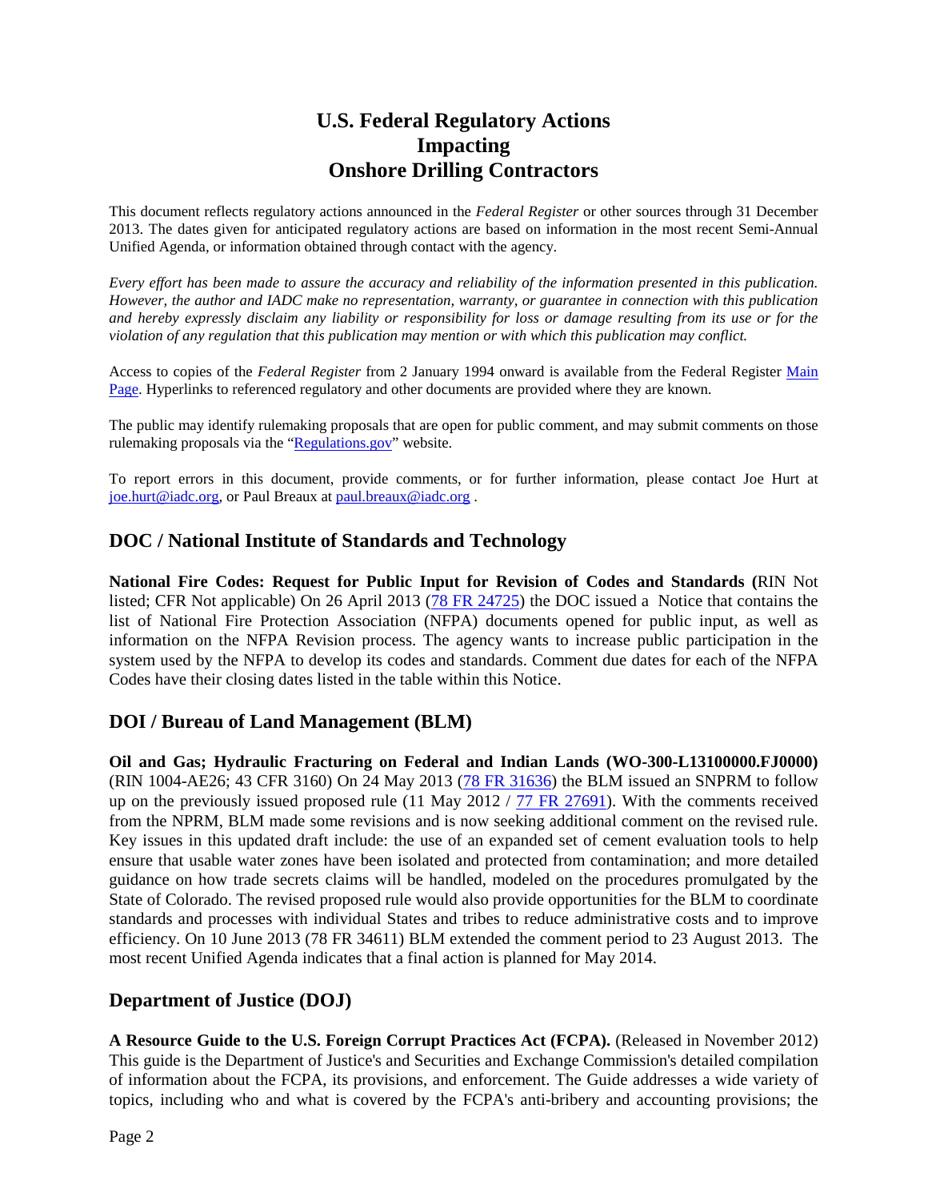# U.S. Federal Regulatory Actions Impacting Onshore Drilling Contractors

This document reflects regulatory actions announced in the *Federal Register* or other sources through 31 December 2013. The dates given for anticipated regulatory actions are based on information in the most recent Semi-Annual Unified Agenda, or information obtained through contact with the agency.

*Every effort has been made to assure the accuracy and reliability of the information presented in this publication. However, the author and IADC make no representation, warranty, or guarantee in connection with this publication and hereby expressly disclaim any liability or responsibility for loss or damage resulting from its use or for the violation of any regulation that this publication may mention or with which this publication may conflict.*

Access to copies of the *Federal Register* from 2 January 1994 onward is available from the Federal Register Main Page. Hyperlinks to referenced regulatory and other documents are provided where they are known.

The public may identify rulemaking proposals that are open for public comment, and may submit comments on those rulemaking proposals via the "Regulations.gov" website.

To report errors in this document, provide comments, or for further information, please contact Joe Hurt at joe.hurt@iadc.org, or Paul Breaux at paul.breaux@iadc.org .

## DOC / National Institute of Standards and Technology

**National Fire Codes: Request for Public Input for Revision of Codes and Standards (**RIN Not listed; CFR Not applicable) On 26 April 2013 (78 FR 24725) the DOC issued a Notice that contains the list of National Fire Protection Association (NFPA) documents opened for public input, as well as information on the NFPA Revision process. The agency wants to increase public participation in the system used by the NFPA to develop its codes and standards. Comment due dates for each of the NFPA Codes have their closing dates listed in the table within this Notice.

## DOI / Bureau of Land Management (BLM)

**Oil and Gas; Hydraulic Fracturing on Federal and Indian Lands (WO-300-L13100000.FJ0000)** (RIN 1004-AE26; 43 CFR 3160) On 24 May 2013 (78 FR 31636) the BLM issued an SNPRM to follow up on the previously issued proposed rule (11 May 2012 / 77 FR 27691). With the comments received from the NPRM, BLM made some revisions and is now seeking additional comment on the revised rule. Key issues in this updated draft include: the use of an expanded set of cement evaluation tools to help ensure that usable water zones have been isolated and protected from contamination; and more detailed guidance on how trade secrets claims will be handled, modeled on the procedures promulgated by the State of Colorado. The revised proposed rule would also provide opportunities for the BLM to coordinate standards and processes with individual States and tribes to reduce administrative costs and to improve efficiency. On 10 June 2013 (78 FR 34611) BLM extended the comment period to 23 August 2013. The most recent Unified Agenda indicates that a final action is planned for May 2014.

## Department of Justice (DOJ)

**A Resource Guide to the U.S. Foreign Corrupt Practices Act (FCPA).** (Released in November 2012) This guide is the Department of Justice's and Securities and Exchange Commission's detailed compilation of information about the FCPA, its provisions, and enforcement. The Guide addresses a wide variety of topics, including who and what is covered by the FCPA's anti-bribery and accounting provisions; the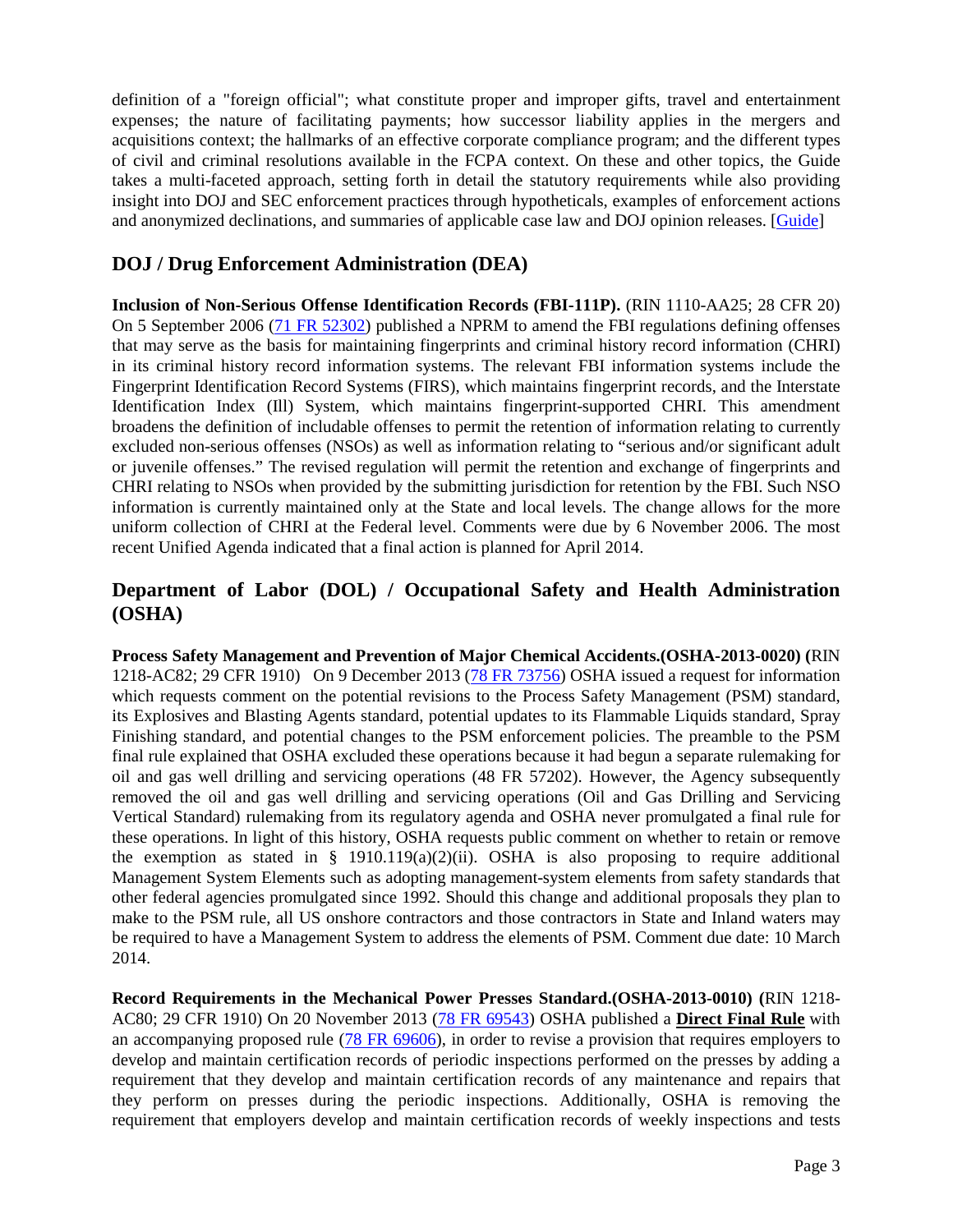definition of a "foreign official"; what constitute proper and improper gifts, travel and entertainment expenses; the nature of facilitating payments; how successor liability applies in the mergers and acquisitions context; the hallmarks of an effective corporate compliance program; and the different types of civil and criminal resolutions available in the FCPA context. On these and other topics, the Guide takes a multi-faceted approach, setting forth in detail the statutory requirements while also providing insight into DOJ and SEC enforcement practices through hypotheticals, examples of enforcement actions and anonymized declinations, and summaries of applicable case law and DOJ opinion releases. [Guide]

## DOJ / Drug Enforcement Administration (DEA)

**Inclusion of Non-Serious Offense Identification Records (FBI-111P).** (RIN 1110-AA25; 28 CFR 20) On 5 September 2006 (71 FR 52302) published a NPRM to amend the FBI regulations defining offenses that may serve as the basis for maintaining fingerprints and criminal history record information (CHRI) in its criminal history record information systems. The relevant FBI information systems include the Fingerprint Identification Record Systems (FIRS), which maintains fingerprint records, and the Interstate Identification Index (Ill) System, which maintains fingerprint-supported CHRI. This amendment broadens the definition of includable offenses to permit the retention of information relating to currently excluded non-serious offenses (NSOs) as well as information relating to "serious and/or significant adult or juvenile offenses." The revised regulation will permit the retention and exchange of fingerprints and CHRI relating to NSOs when provided by the submitting jurisdiction for retention by the FBI. Such NSO information is currently maintained only at the State and local levels. The change allows for the more uniform collection of CHRI at the Federal level. Comments were due by 6 November 2006. The most recent Unified Agenda indicated that a final action is planned for April 2014.

## Department of Labor (DOL) / Occupational Safety and Health Administration (OSHA)

**Process Safety Management and Prevention of Major Chemical Accidents.(OSHA-2013-0020) (**RIN 1218-AC82; 29 CFR 1910) On 9 December 2013 (78 FR 73756) OSHA issued a request for information which requests comment on the potential revisions to the Process Safety Management (PSM) standard, its Explosives and Blasting Agents standard, potential updates to its Flammable Liquids standard, Spray Finishing standard, and potential changes to the PSM enforcement policies. The preamble to the PSM final rule explained that OSHA excluded these operations because it had begun a separate rulemaking for oil and gas well drilling and servicing operations (48 FR 57202). However, the Agency subsequently removed the oil and gas well drilling and servicing operations (Oil and Gas Drilling and Servicing Vertical Standard) rulemaking from its regulatory agenda and OSHA never promulgated a final rule for these operations. In light of this history, OSHA requests public comment on whether to retain or remove the exemption as stated in § 1910.119(a)(2)(ii). OSHA is also proposing to require additional Management System Elements such as adopting management-system elements from safety standards that other federal agencies promulgated since 1992. Should this change and additional proposals they plan to make to the PSM rule, all US onshore contractors and those contractors in State and Inland waters may be required to have a Management System to address the elements of PSM. Comment due date: 10 March 2014.

**Record Requirements in the Mechanical Power Presses Standard.(OSHA-2013-0010) (**RIN 1218-AC80; 29 CFR 1910) On 20 November 2013 (78 FR 69543) OSHA published a **Direct Final Rule** with an accompanying proposed rule (78 FR 69606), in order to revise a provision that requires employers to develop and maintain certification records of periodic inspections performed on the presses by adding a requirement that they develop and maintain certification records of any maintenance and repairs that they perform on presses during the periodic inspections. Additionally, OSHA is removing the requirement that employers develop and maintain certification records of weekly inspections and tests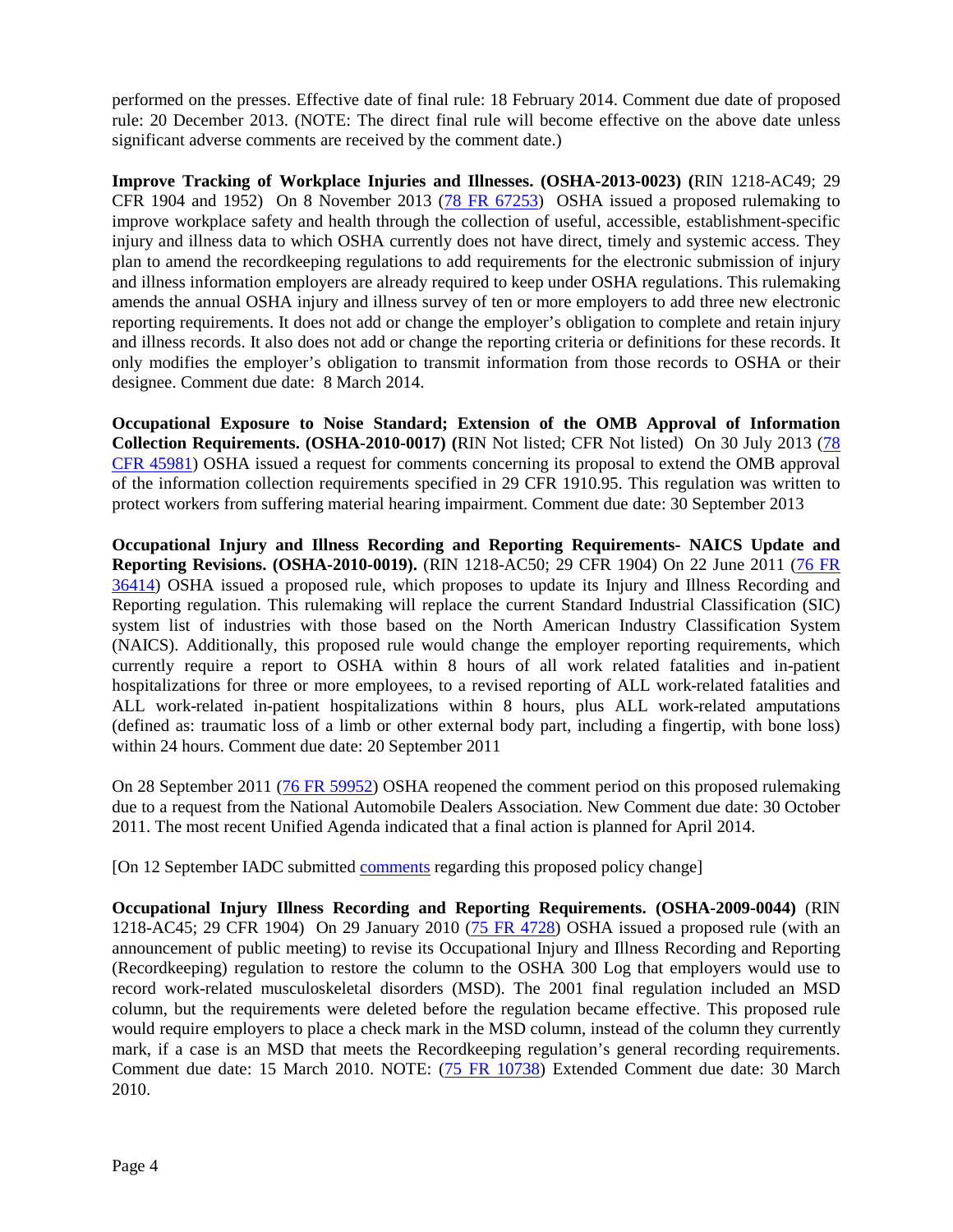performed on the presses. Effective date of final rule: 18 February 2014. Comment due date of proposed rule: 20 December 2013. (NOTE: The direct final rule will become effective on the above date unless significant adverse comments are received by the comment date.)

**Improve Tracking of Workplace Injuries and Illnesses. (OSHA-2013-0023) (**RIN 1218-AC49; 29 CFR 1904 and 1952) On 8 November 2013 (78 FR 67253) OSHA issued a proposed rulemaking to improve workplace safety and health through the collection of useful, accessible, establishment-specific injury and illness data to which OSHA currently does not have direct, timely and systemic access. They plan to amend the recordkeeping regulations to add requirements for the electronic submission of injury and illness information employers are already required to keep under OSHA regulations. This rulemaking amends the annual OSHA injury and illness survey of ten or more employers to add three new electronic reporting requirements. It does not add or change the employer's obligation to complete and retain injury and illness records. It also does not add or change the reporting criteria or definitions for these records. It only modifies the employer's obligation to transmit information from those records to OSHA or their designee. Comment due date: 8 March 2014.

**Occupational Exposure to Noise Standard; Extension of the OMB Approval of Information Collection Requirements. (OSHA-2010-0017) (**RIN Not listed; CFR Not listed) On 30 July 2013 (78 CFR 45981) OSHA issued a request for comments concerning its proposal to extend the OMB approval of the information collection requirements specified in 29 CFR 1910.95. This regulation was written to protect workers from suffering material hearing impairment. Comment due date: 30 September 2013

**Occupational Injury and Illness Recording and Reporting Requirements- NAICS Update and Reporting Revisions. (OSHA-2010-0019).** (RIN 1218-AC50; 29 CFR 1904) On 22 June 2011 (76 FR 36414) OSHA issued a proposed rule, which proposes to update its Injury and Illness Recording and Reporting regulation. This rulemaking will replace the current Standard Industrial Classification (SIC) system list of industries with those based on the North American Industry Classification System (NAICS). Additionally, this proposed rule would change the employer reporting requirements, which currently require a report to OSHA within 8 hours of all work related fatalities and in-patient hospitalizations for three or more employees, to a revised reporting of ALL work-related fatalities and ALL work-related in-patient hospitalizations within 8 hours, plus ALL work-related amputations (defined as: traumatic loss of a limb or other external body part, including a fingertip, with bone loss) within 24 hours. Comment due date: 20 September 2011

On 28 September 2011 (76 FR 59952) OSHA reopened the comment period on this proposed rulemaking due to a request from the National Automobile Dealers Association. New Comment due date: 30 October 2011. The most recent Unified Agenda indicated that a final action is planned for April 2014.

[On 12 September IADC submitted comments regarding this proposed policy change]

**Occupational Injury Illness Recording and Reporting Requirements. (OSHA-2009-0044)** (RIN 1218-AC45; 29 CFR 1904) On 29 January 2010 (75 FR 4728) OSHA issued a proposed rule (with an announcement of public meeting) to revise its Occupational Injury and Illness Recording and Reporting (Recordkeeping) regulation to restore the column to the OSHA 300 Log that employers would use to record work-related musculoskeletal disorders (MSD). The 2001 final regulation included an MSD column, but the requirements were deleted before the regulation became effective. This proposed rule would require employers to place a check mark in the MSD column, instead of the column they currently mark, if a case is an MSD that meets the Recordkeeping regulation's general recording requirements. Comment due date: 15 March 2010. NOTE: (75 FR 10738) Extended Comment due date: 30 March 2010.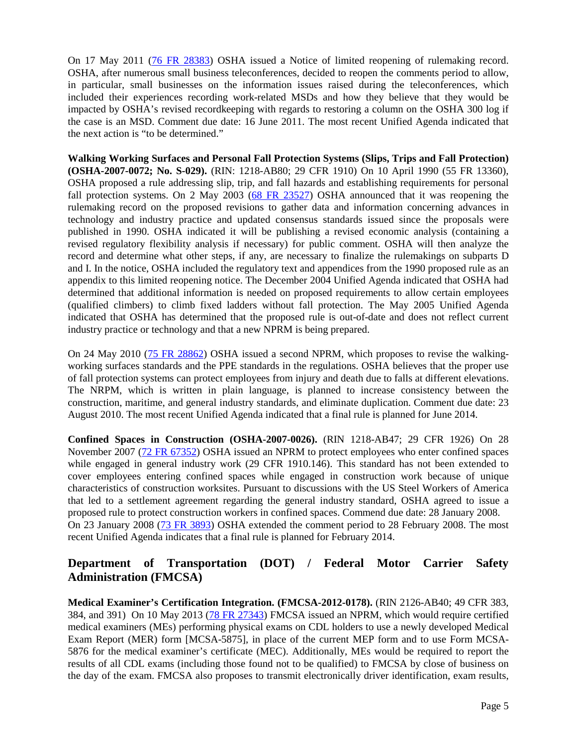On 17 May 2011 (76 FR 28383) OSHA issued a Notice of limited reopening of rulemaking record. OSHA, after numerous small business teleconferences, decided to reopen the comments period to allow, in particular, small businesses on the information issues raised during the teleconferences, which included their experiences recording work-related MSDs and how they believe that they would be impacted by OSHA's revised recordkeeping with regards to restoring a column on the OSHA 300 log if the case is an MSD. Comment due date: 16 June 2011. The most recent Unified Agenda indicated that the next action is "to be determined."

**Walking Working Surfaces and Personal Fall Protection Systems (Slips, Trips and Fall Protection) (OSHA-2007-0072; No. S-029).** (RIN: 1218-AB80; 29 CFR 1910) On 10 April 1990 (55 FR 13360), OSHA proposed a rule addressing slip, trip, and fall hazards and establishing requirements for personal fall protection systems. On 2 May 2003 (68 FR 23527) OSHA announced that it was reopening the rulemaking record on the proposed revisions to gather data and information concerning advances in technology and industry practice and updated consensus standards issued since the proposals were published in 1990. OSHA indicated it will be publishing a revised economic analysis (containing a revised regulatory flexibility analysis if necessary) for public comment. OSHA will then analyze the record and determine what other steps, if any, are necessary to finalize the rulemakings on subparts D and I. In the notice, OSHA included the regulatory text and appendices from the 1990 proposed rule as an appendix to this limited reopening notice. The December 2004 Unified Agenda indicated that OSHA had determined that additional information is needed on proposed requirements to allow certain employees (qualified climbers) to climb fixed ladders without fall protection. The May 2005 Unified Agenda indicated that OSHA has determined that the proposed rule is out-of-date and does not reflect current industry practice or technology and that a new NPRM is being prepared.

On 24 May 2010 (75 FR 28862) OSHA issued a second NPRM, which proposes to revise the walking-working surfaces standards and the PPE standards in the regulations. OSHA believes that the proper use of fall protection systems can protect employees from injury and death due to falls at different elevations. The NRPM, which is written in plain language, is planned to increase consistency between the construction, maritime, and general industry standards, and eliminate duplication. Comment due date: 23 August 2010. The most recent Unified Agenda indicated that a final rule is planned for June 2014.

**Confined Spaces in Construction (OSHA-2007-0026).** (RIN 1218-AB47; 29 CFR 1926) On 28 November 2007 (72 FR 67352) OSHA issued an NPRM to protect employees who enter confined spaces while engaged in general industry work (29 CFR 1910.146). This standard has not been extended to cover employees entering confined spaces while engaged in construction work because of unique characteristics of construction worksites. Pursuant to discussions with the US Steel Workers of America that led to a settlement agreement regarding the general industry standard, OSHA agreed to issue a proposed rule to protect construction workers in confined spaces. Commend due date: 28 January 2008.
On 23 January 2008 (73 FR 3893) OSHA extended the comment period to 28 February 2008. The most recent Unified Agenda indicates that a final rule is planned for February 2014.

## Department of Transportation (DOT) / Federal Motor Carrier Safety Administration (FMCSA)

**Medical Examiner's Certification Integration. (FMCSA-2012-0178).** (RIN 2126-AB40; 49 CFR 383, 384, and 391) On 10 May 2013 (78 FR 27343) FMCSA issued an NPRM, which would require certified medical examiners (MEs) performing physical exams on CDL holders to use a newly developed Medical Exam Report (MER) form [MCSA-5875], in place of the current MEP form and to use Form MCSA-5876 for the medical examiner's certificate (MEC). Additionally, MEs would be required to report the results of all CDL exams (including those found not to be qualified) to FMCSA by close of business on the day of the exam. FMCSA also proposes to transmit electronically driver identification, exam results,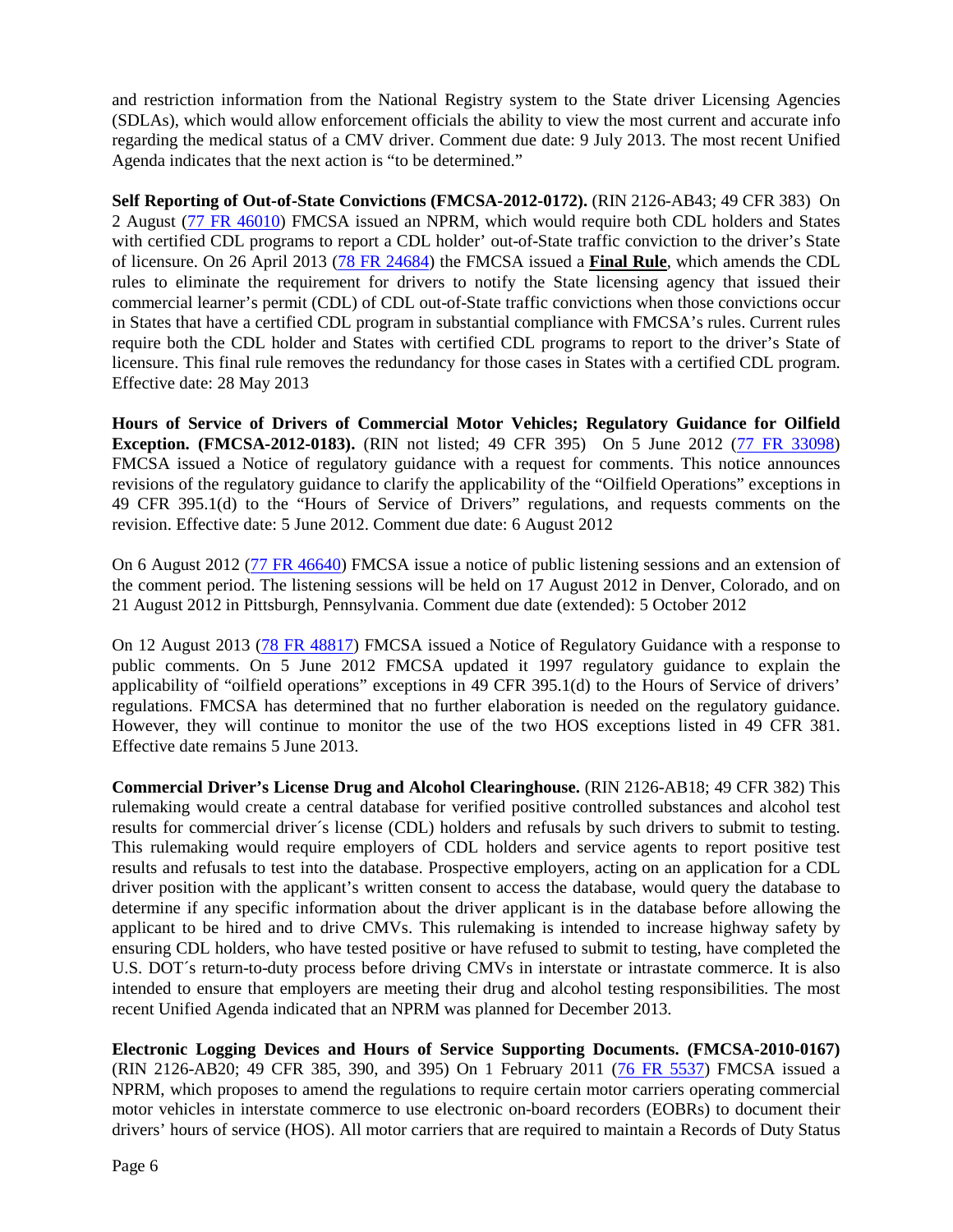and restriction information from the National Registry system to the State driver Licensing Agencies (SDLAs), which would allow enforcement officials the ability to view the most current and accurate info regarding the medical status of a CMV driver. Comment due date: 9 July 2013. The most recent Unified Agenda indicates that the next action is "to be determined."

**Self Reporting of Out-of-State Convictions (FMCSA-2012-0172).** (RIN 2126-AB43; 49 CFR 383) On 2 August (77 FR 46010) FMCSA issued an NPRM, which would require both CDL holders and States with certified CDL programs to report a CDL holder' out-of-State traffic conviction to the driver's State of licensure. On 26 April 2013 (78 FR 24684) the FMCSA issued a **Final Rule**, which amends the CDL rules to eliminate the requirement for drivers to notify the State licensing agency that issued their commercial learner's permit (CDL) of CDL out-of-State traffic convictions when those convictions occur in States that have a certified CDL program in substantial compliance with FMCSA's rules. Current rules require both the CDL holder and States with certified CDL programs to report to the driver's State of licensure. This final rule removes the redundancy for those cases in States with a certified CDL program. Effective date: 28 May 2013

**Hours of Service of Drivers of Commercial Motor Vehicles; Regulatory Guidance for Oilfield Exception. (FMCSA-2012-0183).** (RIN not listed; 49 CFR 395) On 5 June 2012 (77 FR 33098) FMCSA issued a Notice of regulatory guidance with a request for comments. This notice announces revisions of the regulatory guidance to clarify the applicability of the "Oilfield Operations" exceptions in 49 CFR 395.1(d) to the "Hours of Service of Drivers" regulations, and requests comments on the revision. Effective date: 5 June 2012. Comment due date: 6 August 2012

On 6 August 2012 (77 FR 46640) FMCSA issue a notice of public listening sessions and an extension of the comment period. The listening sessions will be held on 17 August 2012 in Denver, Colorado, and on 21 August 2012 in Pittsburgh, Pennsylvania. Comment due date (extended): 5 October 2012

On 12 August 2013 (78 FR 48817) FMCSA issued a Notice of Regulatory Guidance with a response to public comments. On 5 June 2012 FMCSA updated it 1997 regulatory guidance to explain the applicability of "oilfield operations" exceptions in 49 CFR 395.1(d) to the Hours of Service of drivers' regulations. FMCSA has determined that no further elaboration is needed on the regulatory guidance. However, they will continue to monitor the use of the two HOS exceptions listed in 49 CFR 381. Effective date remains 5 June 2013.

**Commercial Driver's License Drug and Alcohol Clearinghouse.** (RIN 2126-AB18; 49 CFR 382) This rulemaking would create a central database for verified positive controlled substances and alcohol test results for commercial driver´s license (CDL) holders and refusals by such drivers to submit to testing. This rulemaking would require employers of CDL holders and service agents to report positive test results and refusals to test into the database. Prospective employers, acting on an application for a CDL driver position with the applicant's written consent to access the database, would query the database to determine if any specific information about the driver applicant is in the database before allowing the applicant to be hired and to drive CMVs. This rulemaking is intended to increase highway safety by ensuring CDL holders, who have tested positive or have refused to submit to testing, have completed the U.S. DOT´s return-to-duty process before driving CMVs in interstate or intrastate commerce. It is also intended to ensure that employers are meeting their drug and alcohol testing responsibilities. The most recent Unified Agenda indicated that an NPRM was planned for December 2013.

**Electronic Logging Devices and Hours of Service Supporting Documents. (FMCSA-2010-0167)** (RIN 2126-AB20; 49 CFR 385, 390, and 395) On 1 February 2011 (76 FR 5537) FMCSA issued a NPRM, which proposes to amend the regulations to require certain motor carriers operating commercial motor vehicles in interstate commerce to use electronic on-board recorders (EOBRs) to document their drivers' hours of service (HOS). All motor carriers that are required to maintain a Records of Duty Status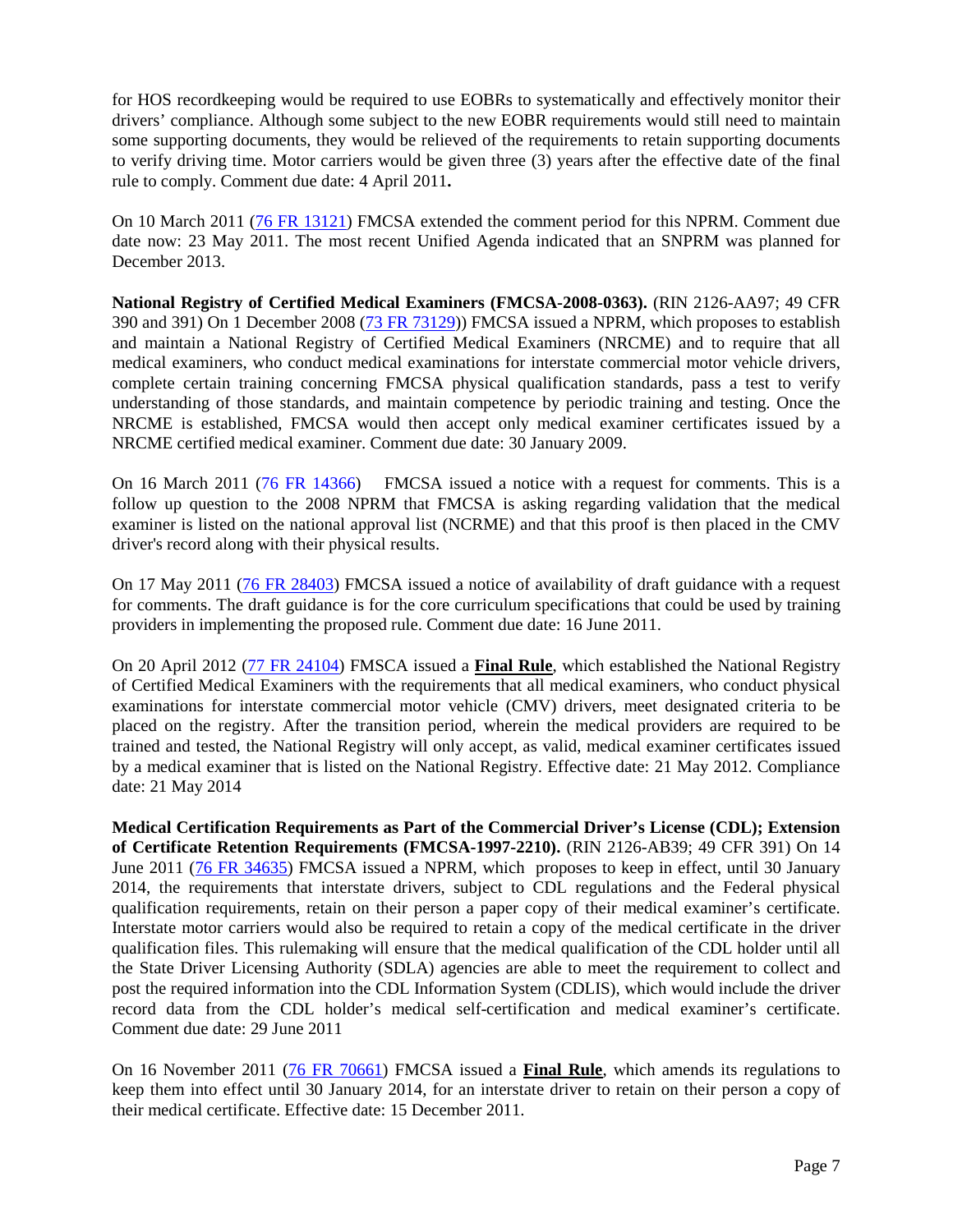for HOS recordkeeping would be required to use EOBRs to systematically and effectively monitor their drivers' compliance. Although some subject to the new EOBR requirements would still need to maintain some supporting documents, they would be relieved of the requirements to retain supporting documents to verify driving time. Motor carriers would be given three (3) years after the effective date of the final rule to comply. Comment due date: 4 April 2011**.**

On 10 March 2011 (76 FR 13121) FMCSA extended the comment period for this NPRM. Comment due date now: 23 May 2011. The most recent Unified Agenda indicated that an SNPRM was planned for December 2013.

**National Registry of Certified Medical Examiners (FMCSA-2008-0363).** (RIN 2126-AA97; 49 CFR 390 and 391) On 1 December 2008 (73 FR 73129)) FMCSA issued a NPRM, which proposes to establish and maintain a National Registry of Certified Medical Examiners (NRCME) and to require that all medical examiners, who conduct medical examinations for interstate commercial motor vehicle drivers, complete certain training concerning FMCSA physical qualification standards, pass a test to verify understanding of those standards, and maintain competence by periodic training and testing. Once the NRCME is established, FMCSA would then accept only medical examiner certificates issued by a NRCME certified medical examiner. Comment due date: 30 January 2009.

On 16 March 2011 (76 FR 14366) FMCSA issued a notice with a request for comments. This is a follow up question to the 2008 NPRM that FMCSA is asking regarding validation that the medical examiner is listed on the national approval list (NCRME) and that this proof is then placed in the CMV driver's record along with their physical results.

On 17 May 2011 (76 FR 28403) FMCSA issued a notice of availability of draft guidance with a request for comments. The draft guidance is for the core curriculum specifications that could be used by training providers in implementing the proposed rule. Comment due date: 16 June 2011.

On 20 April 2012 (77 FR 24104) FMSCA issued a **Final Rule**, which established the National Registry of Certified Medical Examiners with the requirements that all medical examiners, who conduct physical examinations for interstate commercial motor vehicle (CMV) drivers, meet designated criteria to be placed on the registry. After the transition period, wherein the medical providers are required to be trained and tested, the National Registry will only accept, as valid, medical examiner certificates issued by a medical examiner that is listed on the National Registry. Effective date: 21 May 2012. Compliance date: 21 May 2014

**Medical Certification Requirements as Part of the Commercial Driver's License (CDL); Extension of Certificate Retention Requirements (FMCSA-1997-2210).** (RIN 2126-AB39; 49 CFR 391) On 14 June 2011 (76 FR 34635) FMCSA issued a NPRM, which proposes to keep in effect, until 30 January 2014, the requirements that interstate drivers, subject to CDL regulations and the Federal physical qualification requirements, retain on their person a paper copy of their medical examiner's certificate. Interstate motor carriers would also be required to retain a copy of the medical certificate in the driver qualification files. This rulemaking will ensure that the medical qualification of the CDL holder until all the State Driver Licensing Authority (SDLA) agencies are able to meet the requirement to collect and post the required information into the CDL Information System (CDLIS), which would include the driver record data from the CDL holder's medical self-certification and medical examiner's certificate. Comment due date: 29 June 2011

On 16 November 2011 (76 FR 70661) FMCSA issued a **Final Rule**, which amends its regulations to keep them into effect until 30 January 2014, for an interstate driver to retain on their person a copy of their medical certificate. Effective date: 15 December 2011.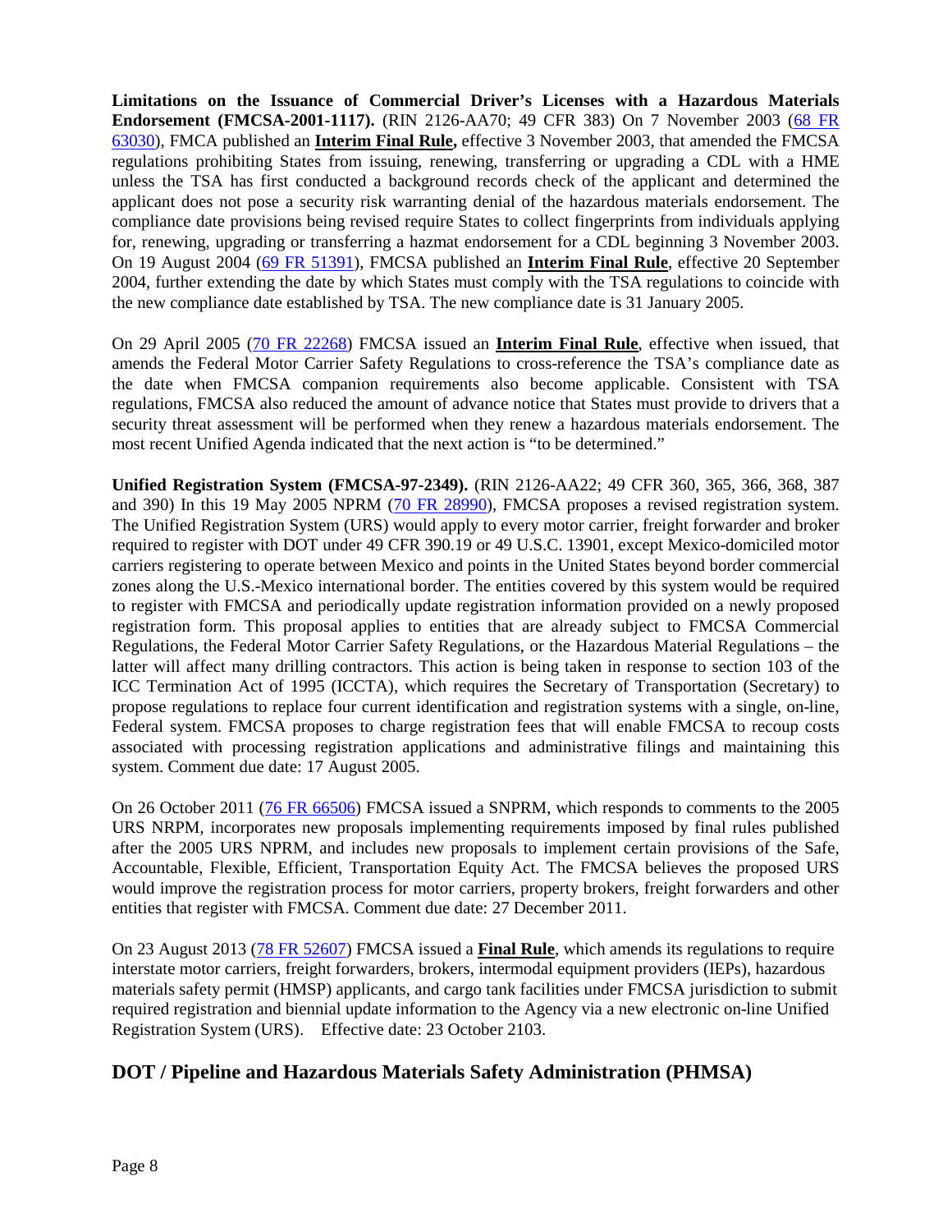**Limitations on the Issuance of Commercial Driver's Licenses with a Hazardous Materials Endorsement (FMCSA-2001-1117).** (RIN 2126-AA70; 49 CFR 383) On 7 November 2003 (68 FR 63030), FMCA published an **Interim Final Rule,** effective 3 November 2003, that amended the FMCSA regulations prohibiting States from issuing, renewing, transferring or upgrading a CDL with a HME unless the TSA has first conducted a background records check of the applicant and determined the applicant does not pose a security risk warranting denial of the hazardous materials endorsement. The compliance date provisions being revised require States to collect fingerprints from individuals applying for, renewing, upgrading or transferring a hazmat endorsement for a CDL beginning 3 November 2003. On 19 August 2004 (69 FR 51391), FMCSA published an **Interim Final Rule**, effective 20 September 2004, further extending the date by which States must comply with the TSA regulations to coincide with the new compliance date established by TSA. The new compliance date is 31 January 2005.

On 29 April 2005 (70 FR 22268) FMCSA issued an **Interim Final Rule**, effective when issued, that amends the Federal Motor Carrier Safety Regulations to cross-reference the TSA's compliance date as the date when FMCSA companion requirements also become applicable. Consistent with TSA regulations, FMCSA also reduced the amount of advance notice that States must provide to drivers that a security threat assessment will be performed when they renew a hazardous materials endorsement. The most recent Unified Agenda indicated that the next action is "to be determined."

**Unified Registration System (FMCSA-97-2349).** (RIN 2126-AA22; 49 CFR 360, 365, 366, 368, 387 and 390) In this 19 May 2005 NPRM (70 FR 28990), FMCSA proposes a revised registration system. The Unified Registration System (URS) would apply to every motor carrier, freight forwarder and broker required to register with DOT under 49 CFR 390.19 or 49 U.S.C. 13901, except Mexico-domiciled motor carriers registering to operate between Mexico and points in the United States beyond border commercial zones along the U.S.-Mexico international border. The entities covered by this system would be required to register with FMCSA and periodically update registration information provided on a newly proposed registration form. This proposal applies to entities that are already subject to FMCSA Commercial Regulations, the Federal Motor Carrier Safety Regulations, or the Hazardous Material Regulations – the latter will affect many drilling contractors. This action is being taken in response to section 103 of the ICC Termination Act of 1995 (ICCTA), which requires the Secretary of Transportation (Secretary) to propose regulations to replace four current identification and registration systems with a single, on-line, Federal system. FMCSA proposes to charge registration fees that will enable FMCSA to recoup costs associated with processing registration applications and administrative filings and maintaining this system. Comment due date: 17 August 2005.

On 26 October 2011 (76 FR 66506) FMCSA issued a SNPRM, which responds to comments to the 2005 URS NRPM, incorporates new proposals implementing requirements imposed by final rules published after the 2005 URS NPRM, and includes new proposals to implement certain provisions of the Safe, Accountable, Flexible, Efficient, Transportation Equity Act. The FMCSA believes the proposed URS would improve the registration process for motor carriers, property brokers, freight forwarders and other entities that register with FMCSA. Comment due date: 27 December 2011.

On 23 August 2013 (78 FR 52607) FMCSA issued a **Final Rule**, which amends its regulations to require interstate motor carriers, freight forwarders, brokers, intermodal equipment providers (IEPs), hazardous materials safety permit (HMSP) applicants, and cargo tank facilities under FMCSA jurisdiction to submit required registration and biennial update information to the Agency via a new electronic on-line Unified Registration System (URS). Effective date: 23 October 2103.

## DOT / Pipeline and Hazardous Materials Safety Administration (PHMSA)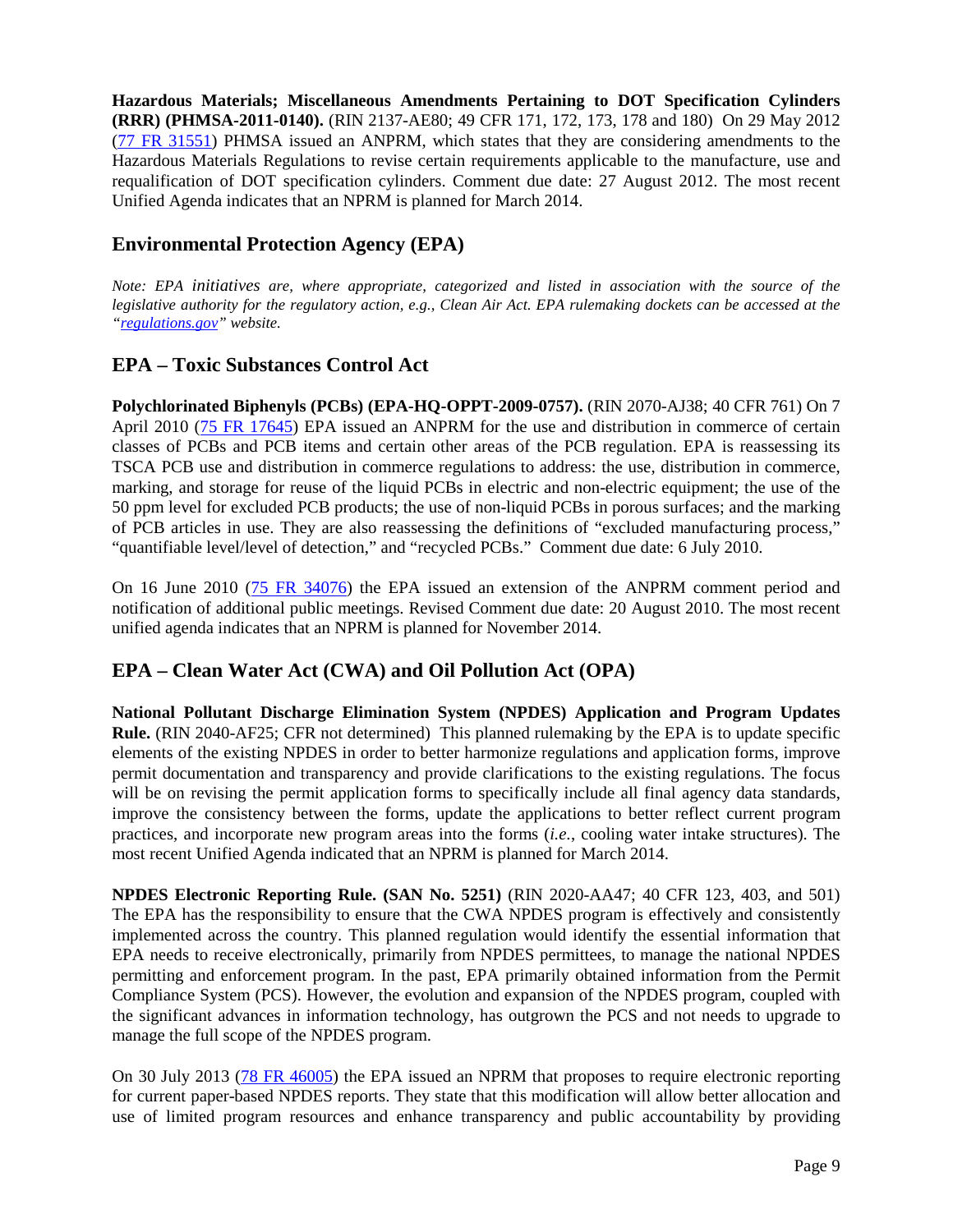**Hazardous Materials; Miscellaneous Amendments Pertaining to DOT Specification Cylinders (RRR) (PHMSA-2011-0140).** (RIN 2137-AE80; 49 CFR 171, 172, 173, 178 and 180) On 29 May 2012 ([77 FR 31551]) PHMSA issued an ANPRM, which states that they are considering amendments to the Hazardous Materials Regulations to revise certain requirements applicable to the manufacture, use and requalification of DOT specification cylinders. Comment due date: 27 August 2012. The most recent Unified Agenda indicates that an NPRM is planned for March 2014.

## Environmental Protection Agency (EPA)

*Note: EPA initiatives are, where appropriate, categorized and listed in association with the source of the legislative authority for the regulatory action, e.g., Clean Air Act. EPA rulemaking dockets can be accessed at the "regulations.gov" website.*

## EPA – Toxic Substances Control Act

**Polychlorinated Biphenyls (PCBs) (EPA-HQ-OPPT-2009-0757).** (RIN 2070-AJ38; 40 CFR 761) On 7 April 2010 (75 FR 17645) EPA issued an ANPRM for the use and distribution in commerce of certain classes of PCBs and PCB items and certain other areas of the PCB regulation. EPA is reassessing its TSCA PCB use and distribution in commerce regulations to address: the use, distribution in commerce, marking, and storage for reuse of the liquid PCBs in electric and non-electric equipment; the use of the 50 ppm level for excluded PCB products; the use of non-liquid PCBs in porous surfaces; and the marking of PCB articles in use. They are also reassessing the definitions of "excluded manufacturing process," "quantifiable level/level of detection," and "recycled PCBs." Comment due date: 6 July 2010.

On 16 June 2010 (75 FR 34076) the EPA issued an extension of the ANPRM comment period and notification of additional public meetings. Revised Comment due date: 20 August 2010. The most recent unified agenda indicates that an NPRM is planned for November 2014.

## EPA – Clean Water Act (CWA) and Oil Pollution Act (OPA)

**National Pollutant Discharge Elimination System (NPDES) Application and Program Updates Rule.** (RIN 2040-AF25; CFR not determined) This planned rulemaking by the EPA is to update specific elements of the existing NPDES in order to better harmonize regulations and application forms, improve permit documentation and transparency and provide clarifications to the existing regulations. The focus will be on revising the permit application forms to specifically include all final agency data standards, improve the consistency between the forms, update the applications to better reflect current program practices, and incorporate new program areas into the forms (*i.e.*, cooling water intake structures). The most recent Unified Agenda indicated that an NPRM is planned for March 2014.

**NPDES Electronic Reporting Rule. (SAN No. 5251)** (RIN 2020-AA47; 40 CFR 123, 403, and 501) The EPA has the responsibility to ensure that the CWA NPDES program is effectively and consistently implemented across the country. This planned regulation would identify the essential information that EPA needs to receive electronically, primarily from NPDES permittees, to manage the national NPDES permitting and enforcement program. In the past, EPA primarily obtained information from the Permit Compliance System (PCS). However, the evolution and expansion of the NPDES program, coupled with the significant advances in information technology, has outgrown the PCS and not needs to upgrade to manage the full scope of the NPDES program.

On 30 July 2013 (78 FR 46005) the EPA issued an NPRM that proposes to require electronic reporting for current paper-based NPDES reports. They state that this modification will allow better allocation and use of limited program resources and enhance transparency and public accountability by providing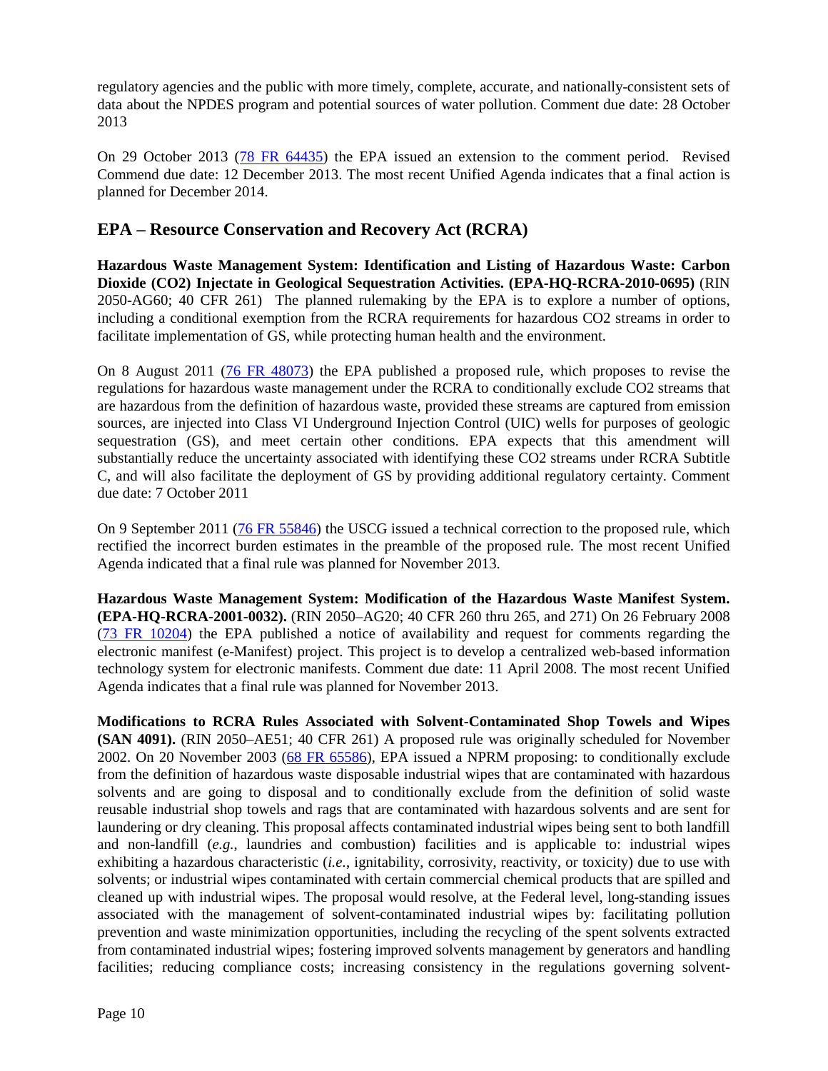regulatory agencies and the public with more timely, complete, accurate, and nationally-consistent sets of data about the NPDES program and potential sources of water pollution. Comment due date: 28 October 2013

On 29 October 2013 ([78 FR 64435]) the EPA issued an extension to the comment period. Revised Commend due date: 12 December 2013. The most recent Unified Agenda indicates that a final action is planned for December 2014.

## EPA – Resource Conservation and Recovery Act (RCRA)

**Hazardous Waste Management System: Identification and Listing of Hazardous Waste: Carbon Dioxide (CO2) Injectate in Geological Sequestration Activities. (EPA-HQ-RCRA-2010-0695)** (RIN 2050-AG60; 40 CFR 261) The planned rulemaking by the EPA is to explore a number of options, including a conditional exemption from the RCRA requirements for hazardous CO2 streams in order to facilitate implementation of GS, while protecting human health and the environment.

On 8 August 2011 ([76 FR 48073]) the EPA published a proposed rule, which proposes to revise the regulations for hazardous waste management under the RCRA to conditionally exclude CO2 streams that are hazardous from the definition of hazardous waste, provided these streams are captured from emission sources, are injected into Class VI Underground Injection Control (UIC) wells for purposes of geologic sequestration (GS), and meet certain other conditions. EPA expects that this amendment will substantially reduce the uncertainty associated with identifying these CO2 streams under RCRA Subtitle C, and will also facilitate the deployment of GS by providing additional regulatory certainty. Comment due date: 7 October 2011

On 9 September 2011 ([76 FR 55846]) the USCG issued a technical correction to the proposed rule, which rectified the incorrect burden estimates in the preamble of the proposed rule. The most recent Unified Agenda indicated that a final rule was planned for November 2013.

**Hazardous Waste Management System: Modification of the Hazardous Waste Manifest System. (EPA-HQ-RCRA-2001-0032).** (RIN 2050–AG20; 40 CFR 260 thru 265, and 271) On 26 February 2008 ([73 FR 10204]) the EPA published a notice of availability and request for comments regarding the electronic manifest (e-Manifest) project. This project is to develop a centralized web-based information technology system for electronic manifests. Comment due date: 11 April 2008. The most recent Unified Agenda indicates that a final rule was planned for November 2013.

**Modifications to RCRA Rules Associated with Solvent-Contaminated Shop Towels and Wipes (SAN 4091).** (RIN 2050–AE51; 40 CFR 261) A proposed rule was originally scheduled for November 2002. On 20 November 2003 ([68 FR 65586]), EPA issued a NPRM proposing: to conditionally exclude from the definition of hazardous waste disposable industrial wipes that are contaminated with hazardous solvents and are going to disposal and to conditionally exclude from the definition of solid waste reusable industrial shop towels and rags that are contaminated with hazardous solvents and are sent for laundering or dry cleaning. This proposal affects contaminated industrial wipes being sent to both landfill and non-landfill (*e.g.*, laundries and combustion) facilities and is applicable to: industrial wipes exhibiting a hazardous characteristic (*i.e.*, ignitability, corrosivity, reactivity, or toxicity) due to use with solvents; or industrial wipes contaminated with certain commercial chemical products that are spilled and cleaned up with industrial wipes. The proposal would resolve, at the Federal level, long-standing issues associated with the management of solvent-contaminated industrial wipes by: facilitating pollution prevention and waste minimization opportunities, including the recycling of the spent solvents extracted from contaminated industrial wipes; fostering improved solvents management by generators and handling facilities; reducing compliance costs; increasing consistency in the regulations governing solvent-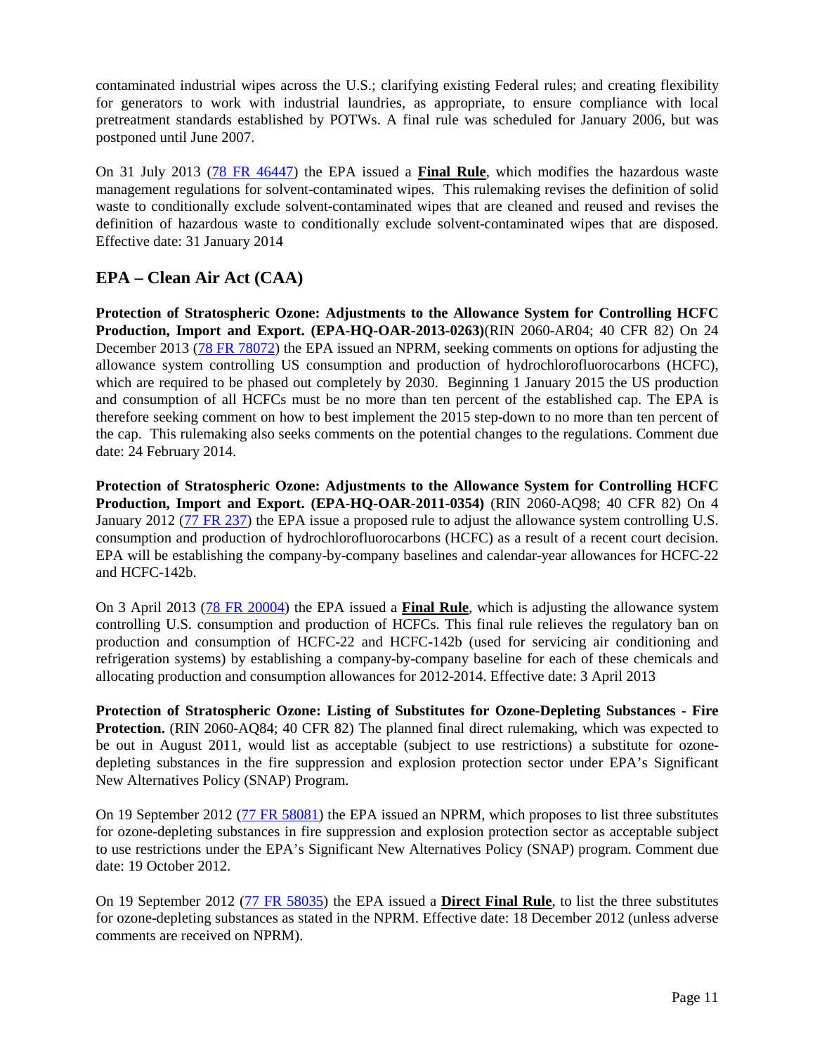contaminated industrial wipes across the U.S.; clarifying existing Federal rules; and creating flexibility for generators to work with industrial laundries, as appropriate, to ensure compliance with local pretreatment standards established by POTWs. A final rule was scheduled for January 2006, but was postponed until June 2007.

On 31 July 2013 (78 FR 46447) the EPA issued a **Final Rule**, which modifies the hazardous waste management regulations for solvent-contaminated wipes. This rulemaking revises the definition of solid waste to conditionally exclude solvent-contaminated wipes that are cleaned and reused and revises the definition of hazardous waste to conditionally exclude solvent-contaminated wipes that are disposed. Effective date: 31 January 2014

## EPA – Clean Air Act (CAA)

**Protection of Stratospheric Ozone: Adjustments to the Allowance System for Controlling HCFC Production, Import and Export. (EPA-HQ-OAR-2013-0263)**(RIN 2060-AR04; 40 CFR 82) On 24 December 2013 (78 FR 78072) the EPA issued an NPRM, seeking comments on options for adjusting the allowance system controlling US consumption and production of hydrochlorofluorocarbons (HCFC), which are required to be phased out completely by 2030. Beginning 1 January 2015 the US production and consumption of all HCFCs must be no more than ten percent of the established cap. The EPA is therefore seeking comment on how to best implement the 2015 step-down to no more than ten percent of the cap. This rulemaking also seeks comments on the potential changes to the regulations. Comment due date: 24 February 2014.

**Protection of Stratospheric Ozone: Adjustments to the Allowance System for Controlling HCFC Production, Import and Export. (EPA-HQ-OAR-2011-0354)** (RIN 2060-AQ98; 40 CFR 82) On 4 January 2012 (77 FR 237) the EPA issue a proposed rule to adjust the allowance system controlling U.S. consumption and production of hydrochlorofluorocarbons (HCFC) as a result of a recent court decision. EPA will be establishing the company-by-company baselines and calendar-year allowances for HCFC-22 and HCFC-142b.

On 3 April 2013 (78 FR 20004) the EPA issued a **Final Rule**, which is adjusting the allowance system controlling U.S. consumption and production of HCFCs. This final rule relieves the regulatory ban on production and consumption of HCFC-22 and HCFC-142b (used for servicing air conditioning and refrigeration systems) by establishing a company-by-company baseline for each of these chemicals and allocating production and consumption allowances for 2012-2014. Effective date: 3 April 2013

**Protection of Stratospheric Ozone: Listing of Substitutes for Ozone-Depleting Substances - Fire Protection.** (RIN 2060-AQ84; 40 CFR 82) The planned final direct rulemaking, which was expected to be out in August 2011, would list as acceptable (subject to use restrictions) a substitute for ozone-depleting substances in the fire suppression and explosion protection sector under EPA's Significant New Alternatives Policy (SNAP) Program.

On 19 September 2012 (77 FR 58081) the EPA issued an NPRM, which proposes to list three substitutes for ozone-depleting substances in fire suppression and explosion protection sector as acceptable subject to use restrictions under the EPA's Significant New Alternatives Policy (SNAP) program. Comment due date: 19 October 2012.

On 19 September 2012 (77 FR 58035) the EPA issued a **Direct Final Rule**, to list the three substitutes for ozone-depleting substances as stated in the NPRM. Effective date: 18 December 2012 (unless adverse comments are received on NPRM).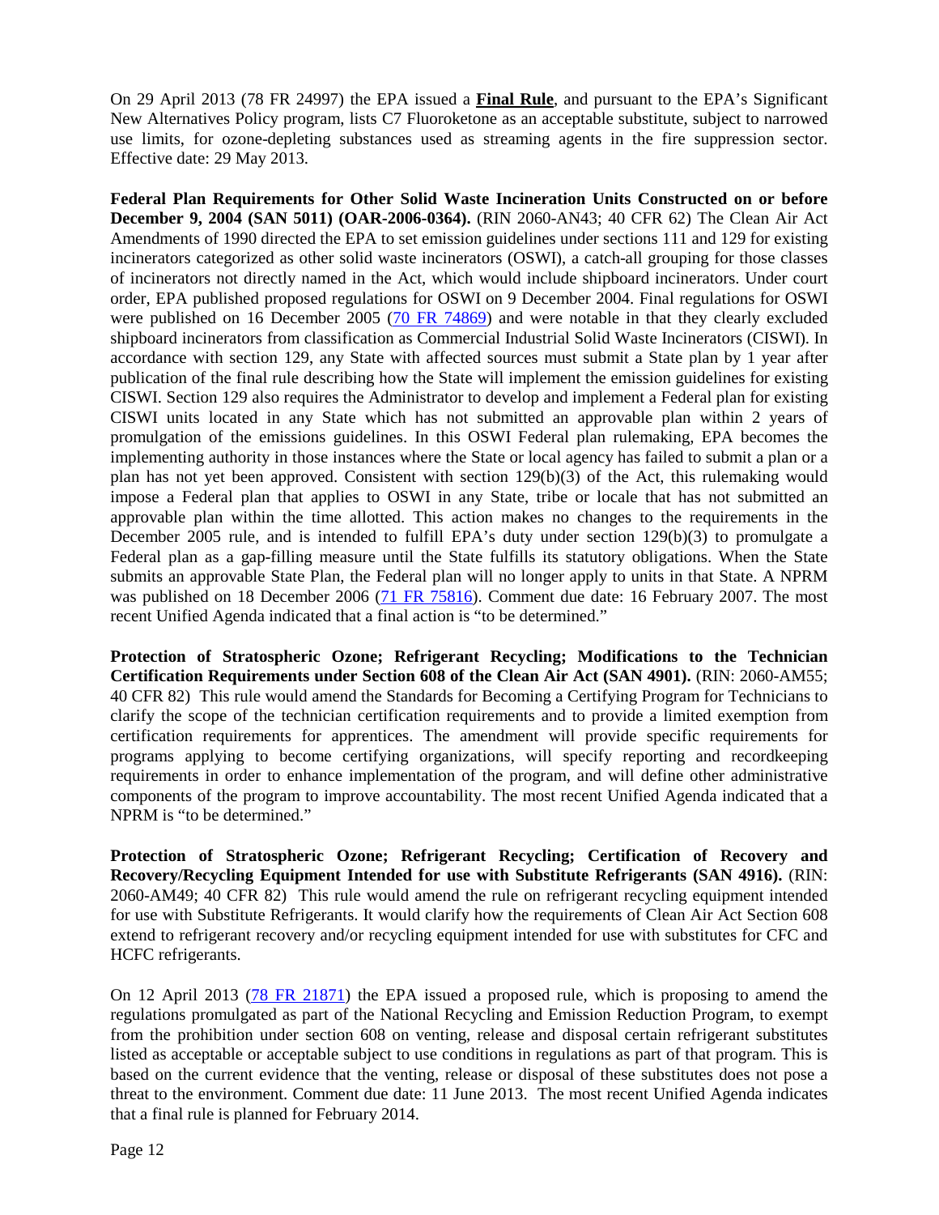On 29 April 2013 (78 FR 24997) the EPA issued a **Final Rule**, and pursuant to the EPA's Significant New Alternatives Policy program, lists C7 Fluoroketone as an acceptable substitute, subject to narrowed use limits, for ozone-depleting substances used as streaming agents in the fire suppression sector. Effective date: 29 May 2013.

**Federal Plan Requirements for Other Solid Waste Incineration Units Constructed on or before December 9, 2004 (SAN 5011) (OAR-2006-0364).** (RIN 2060-AN43; 40 CFR 62) The Clean Air Act Amendments of 1990 directed the EPA to set emission guidelines under sections 111 and 129 for existing incinerators categorized as other solid waste incinerators (OSWI), a catch-all grouping for those classes of incinerators not directly named in the Act, which would include shipboard incinerators. Under court order, EPA published proposed regulations for OSWI on 9 December 2004. Final regulations for OSWI were published on 16 December 2005 (70 FR 74869) and were notable in that they clearly excluded shipboard incinerators from classification as Commercial Industrial Solid Waste Incinerators (CISWI). In accordance with section 129, any State with affected sources must submit a State plan by 1 year after publication of the final rule describing how the State will implement the emission guidelines for existing CISWI. Section 129 also requires the Administrator to develop and implement a Federal plan for existing CISWI units located in any State which has not submitted an approvable plan within 2 years of promulgation of the emissions guidelines. In this OSWI Federal plan rulemaking, EPA becomes the implementing authority in those instances where the State or local agency has failed to submit a plan or a plan has not yet been approved. Consistent with section 129(b)(3) of the Act, this rulemaking would impose a Federal plan that applies to OSWI in any State, tribe or locale that has not submitted an approvable plan within the time allotted. This action makes no changes to the requirements in the December 2005 rule, and is intended to fulfill EPA's duty under section 129(b)(3) to promulgate a Federal plan as a gap-filling measure until the State fulfills its statutory obligations. When the State submits an approvable State Plan, the Federal plan will no longer apply to units in that State. A NPRM was published on 18 December 2006 (71 FR 75816). Comment due date: 16 February 2007. The most recent Unified Agenda indicated that a final action is "to be determined."

**Protection of Stratospheric Ozone; Refrigerant Recycling; Modifications to the Technician Certification Requirements under Section 608 of the Clean Air Act (SAN 4901).** (RIN: 2060-AM55; 40 CFR 82) This rule would amend the Standards for Becoming a Certifying Program for Technicians to clarify the scope of the technician certification requirements and to provide a limited exemption from certification requirements for apprentices. The amendment will provide specific requirements for programs applying to become certifying organizations, will specify reporting and recordkeeping requirements in order to enhance implementation of the program, and will define other administrative components of the program to improve accountability. The most recent Unified Agenda indicated that a NPRM is "to be determined."

**Protection of Stratospheric Ozone; Refrigerant Recycling; Certification of Recovery and Recovery/Recycling Equipment Intended for use with Substitute Refrigerants (SAN 4916).** (RIN: 2060-AM49; 40 CFR 82) This rule would amend the rule on refrigerant recycling equipment intended for use with Substitute Refrigerants. It would clarify how the requirements of Clean Air Act Section 608 extend to refrigerant recovery and/or recycling equipment intended for use with substitutes for CFC and HCFC refrigerants.

On 12 April 2013 (78 FR 21871) the EPA issued a proposed rule, which is proposing to amend the regulations promulgated as part of the National Recycling and Emission Reduction Program, to exempt from the prohibition under section 608 on venting, release and disposal certain refrigerant substitutes listed as acceptable or acceptable subject to use conditions in regulations as part of that program. This is based on the current evidence that the venting, release or disposal of these substitutes does not pose a threat to the environment. Comment due date: 11 June 2013. The most recent Unified Agenda indicates that a final rule is planned for February 2014.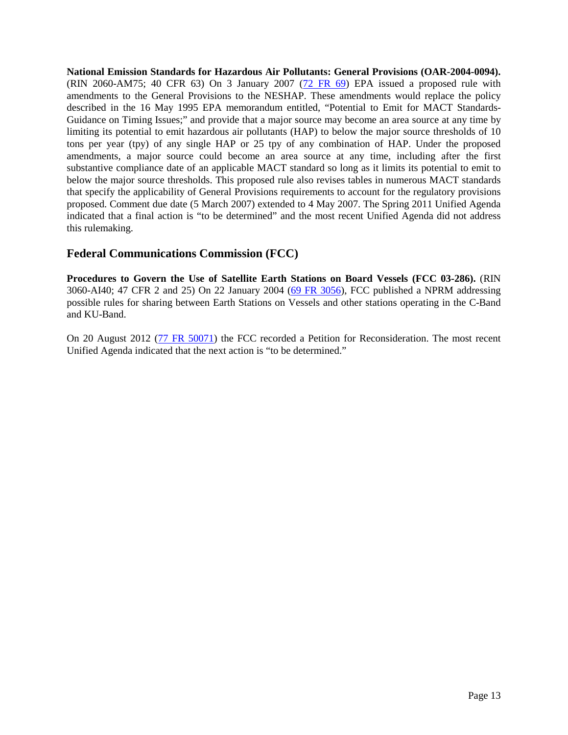**National Emission Standards for Hazardous Air Pollutants: General Provisions (OAR-2004-0094).** (RIN 2060-AM75; 40 CFR 63) On 3 January 2007 ([72 FR 69]()) EPA issued a proposed rule with amendments to the General Provisions to the NESHAP. These amendments would replace the policy described in the 16 May 1995 EPA memorandum entitled, "Potential to Emit for MACT Standards-Guidance on Timing Issues;" and provide that a major source may become an area source at any time by limiting its potential to emit hazardous air pollutants (HAP) to below the major source thresholds of 10 tons per year (tpy) of any single HAP or 25 tpy of any combination of HAP. Under the proposed amendments, a major source could become an area source at any time, including after the first substantive compliance date of an applicable MACT standard so long as it limits its potential to emit to below the major source thresholds. This proposed rule also revises tables in numerous MACT standards that specify the applicability of General Provisions requirements to account for the regulatory provisions proposed. Comment due date (5 March 2007) extended to 4 May 2007. The Spring 2011 Unified Agenda indicated that a final action is "to be determined" and the most recent Unified Agenda did not address this rulemaking.

## Federal Communications Commission (FCC)

**Procedures to Govern the Use of Satellite Earth Stations on Board Vessels (FCC 03-286).** (RIN 3060-AI40; 47 CFR 2 and 25) On 22 January 2004 ([69 FR 3056]()), FCC published a NPRM addressing possible rules for sharing between Earth Stations on Vessels and other stations operating in the C-Band and KU-Band.

On 20 August 2012 ([77 FR 50071]()) the FCC recorded a Petition for Reconsideration. The most recent Unified Agenda indicated that the next action is "to be determined."